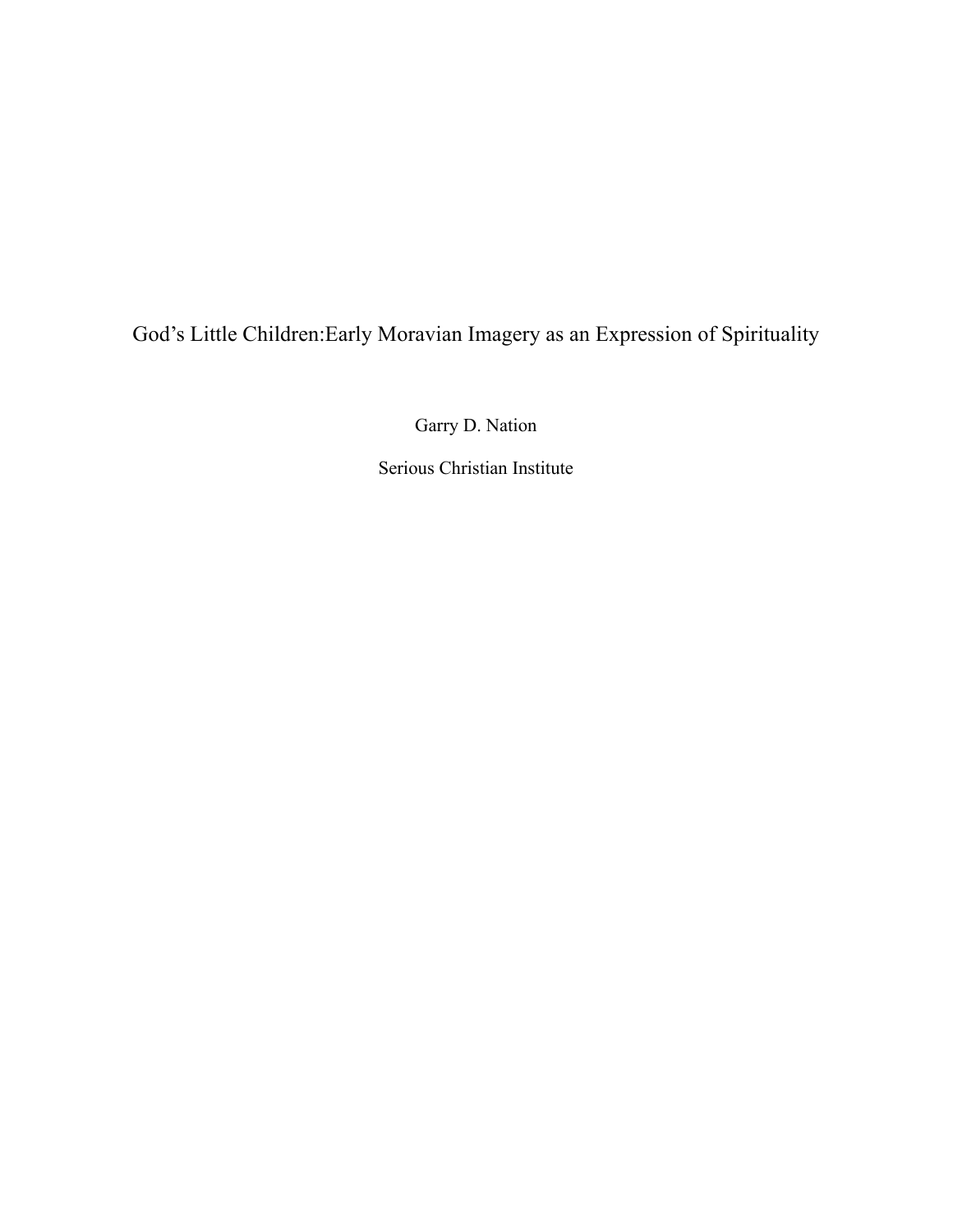# God's Little Children:Early Moravian Imagery as an Expression of Spirituality

Garry D. Nation

Serious Christian Institute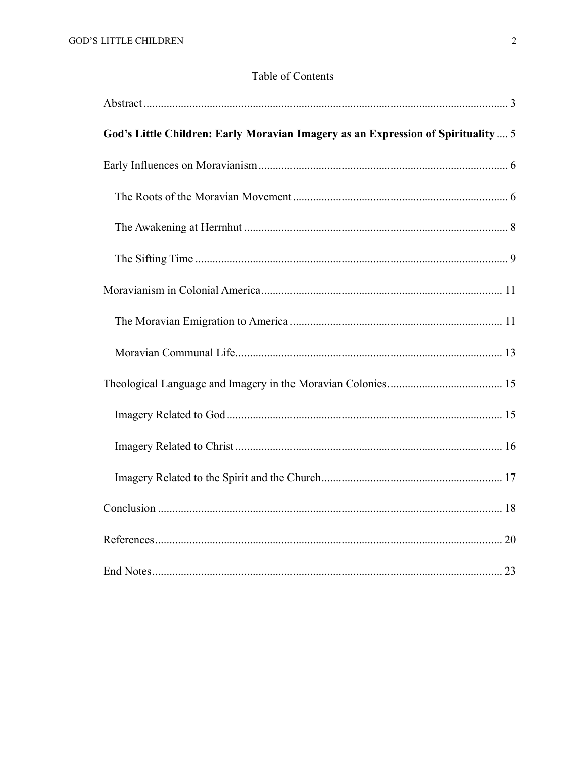# Table of Contents

Abstract ........ 3

**God's Little Children: Early Moravian Imagery as an Expression of Spirituality** .... 5

Early Influences on Moravianism ........ 6

- The Roots of the Moravian Movement ........ 6
- The Awakening at Herrnhut ........ 8
- The Sifting Time ........ 9

Moravianism in Colonial America ........ 11

- The Moravian Emigration to America ........ 11
- Moravian Communal Life ........ 13

Theological Language and Imagery in the Moravian Colonies ........ 15

- Imagery Related to God ........ 15
- Imagery Related to Christ ........ 16
- Imagery Related to the Spirit and the Church ........ 17

Conclusion ........ 18

References ........ 20

End Notes ........ 23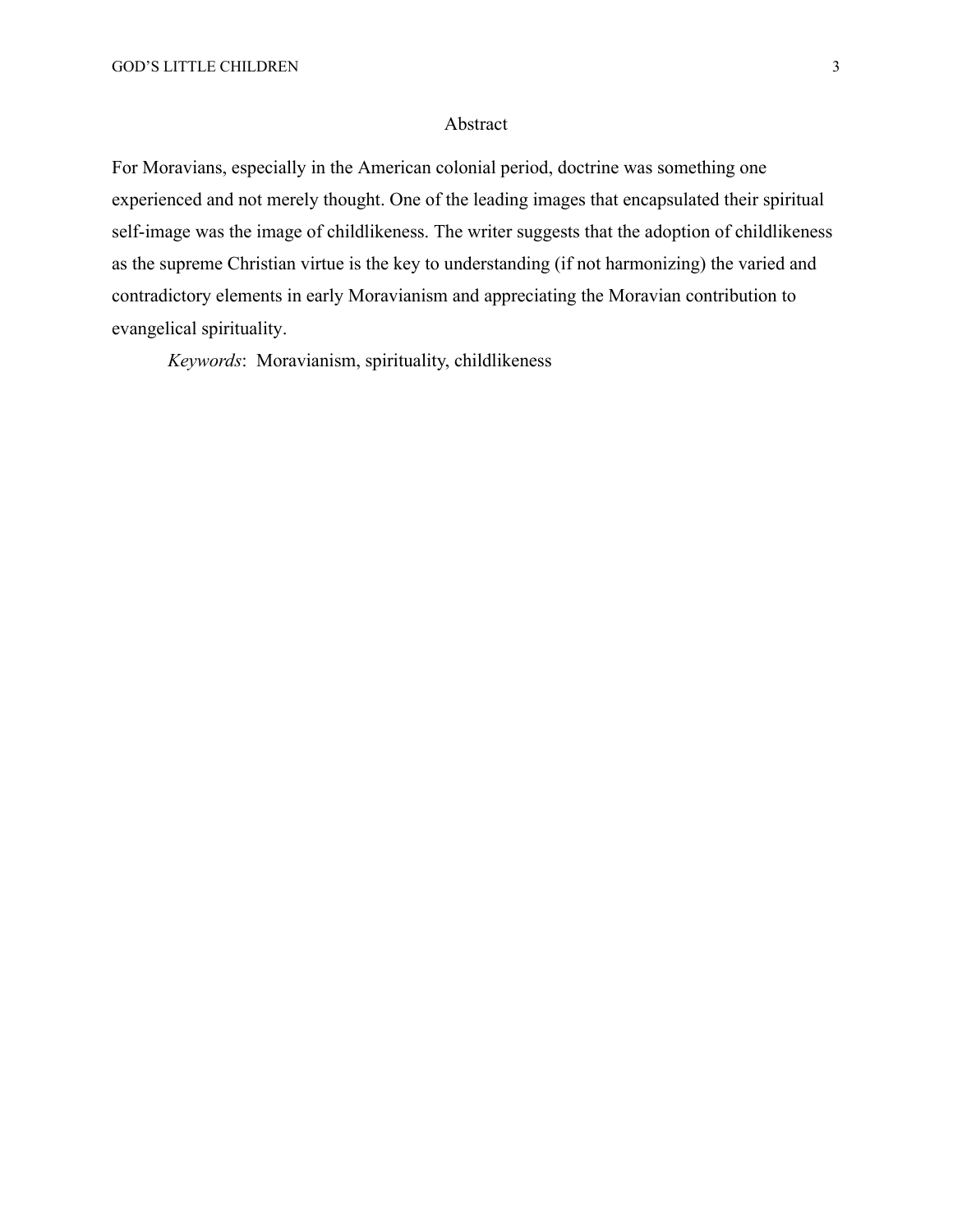# Abstract

For Moravians, especially in the American colonial period, doctrine was something one experienced and not merely thought. One of the leading images that encapsulated their spiritual self-image was the image of childlikeness. The writer suggests that the adoption of childlikeness as the supreme Christian virtue is the key to understanding (if not harmonizing) the varied and contradictory elements in early Moravianism and appreciating the Moravian contribution to evangelical spirituality.

*Keywords*: Moravianism, spirituality, childlikeness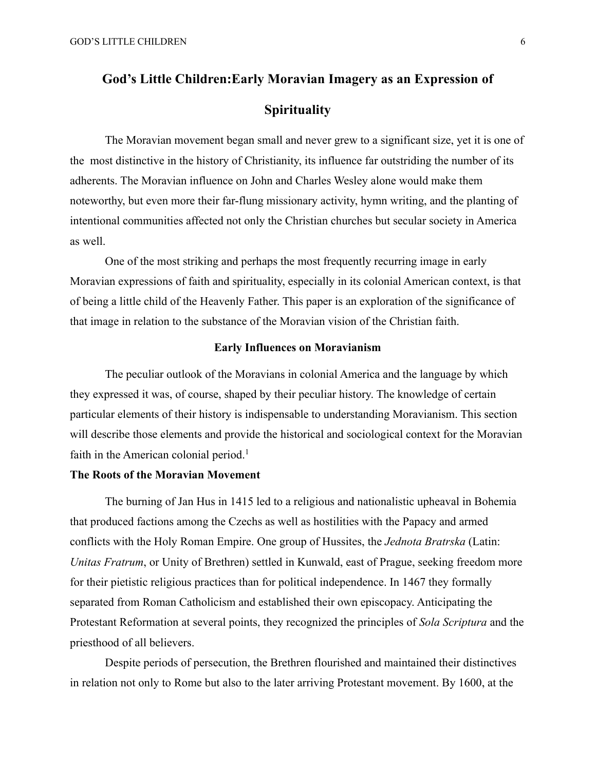# God's Little Children:Early Moravian Imagery as an Expression of Spirituality

The Moravian movement began small and never grew to a significant size, yet it is one of the most distinctive in the history of Christianity, its influence far outstriding the number of its adherents. The Moravian influence on John and Charles Wesley alone would make them noteworthy, but even more their far-flung missionary activity, hymn writing, and the planting of intentional communities affected not only the Christian churches but secular society in America as well.

One of the most striking and perhaps the most frequently recurring image in early Moravian expressions of faith and spirituality, especially in its colonial American context, is that of being a little child of the Heavenly Father. This paper is an exploration of the significance of that image in relation to the substance of the Moravian vision of the Christian faith.

## Early Influences on Moravianism

The peculiar outlook of the Moravians in colonial America and the language by which they expressed it was, of course, shaped by their peculiar history. The knowledge of certain particular elements of their history is indispensable to understanding Moravianism. This section will describe those elements and provide the historical and sociological context for the Moravian faith in the American colonial period.[1]

### The Roots of the Moravian Movement

The burning of Jan Hus in 1415 led to a religious and nationalistic upheaval in Bohemia that produced factions among the Czechs as well as hostilities with the Papacy and armed conflicts with the Holy Roman Empire. One group of Hussites, the *Jednota Bratrska* (Latin: *Unitas Fratrum*, or Unity of Brethren) settled in Kunwald, east of Prague, seeking freedom more for their pietistic religious practices than for political independence. In 1467 they formally separated from Roman Catholicism and established their own episcopacy. Anticipating the Protestant Reformation at several points, they recognized the principles of *Sola Scriptura* and the priesthood of all believers.

Despite periods of persecution, the Brethren flourished and maintained their distinctives in relation not only to Rome but also to the later arriving Protestant movement. By 1600, at the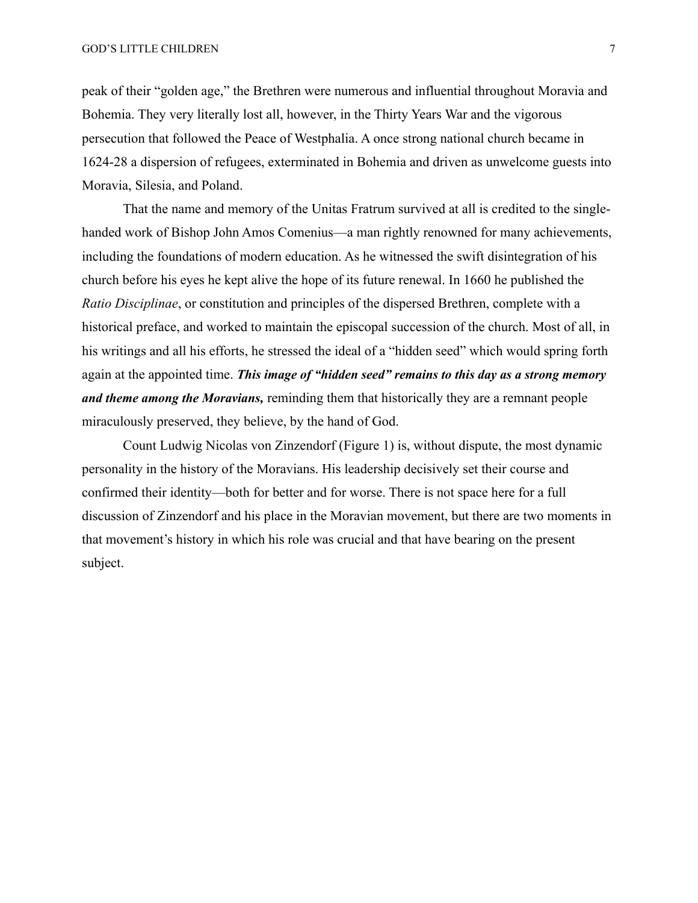peak of their “golden age,” the Brethren were numerous and influential throughout Moravia and Bohemia. They very literally lost all, however, in the Thirty Years War and the vigorous persecution that followed the Peace of Westphalia. A once strong national church became in 1624-28 a dispersion of refugees, exterminated in Bohemia and driven as unwelcome guests into Moravia, Silesia, and Poland.

That the name and memory of the Unitas Fratrum survived at all is credited to the single-handed work of Bishop John Amos Comenius—a man rightly renowned for many achievements, including the foundations of modern education. As he witnessed the swift disintegration of his church before his eyes he kept alive the hope of its future renewal. In 1660 he published the *Ratio Disciplinae*, or constitution and principles of the dispersed Brethren, complete with a historical preface, and worked to maintain the episcopal succession of the church. Most of all, in his writings and all his efforts, he stressed the ideal of a “hidden seed” which would spring forth again at the appointed time. ***This image of “hidden seed” remains to this day as a strong memory and theme among the Moravians,*** reminding them that historically they are a remnant people miraculously preserved, they believe, by the hand of God.

Count Ludwig Nicolas von Zinzendorf (Figure 1) is, without dispute, the most dynamic personality in the history of the Moravians. His leadership decisively set their course and confirmed their identity—both for better and for worse. There is not space here for a full discussion of Zinzendorf and his place in the Moravian movement, but there are two moments in that movement’s history in which his role was crucial and that have bearing on the present subject.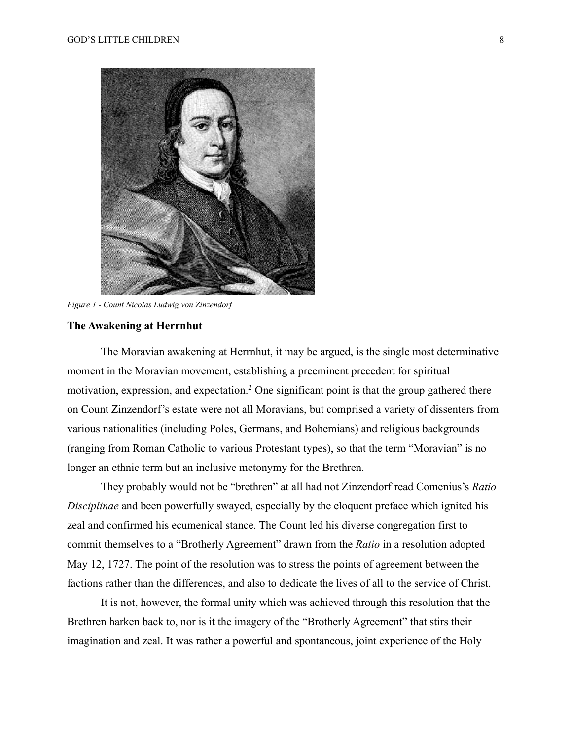*Figure 1 - Count Nicolas Ludwig von Zinzendorf*

### The Awakening at Herrnhut

The Moravian awakening at Herrnhut, it may be argued, is the single most determinative moment in the Moravian movement, establishing a preeminent precedent for spiritual motivation, expression, and expectation.[2] One significant point is that the group gathered there on Count Zinzendorf's estate were not all Moravians, but comprised a variety of dissenters from various nationalities (including Poles, Germans, and Bohemians) and religious backgrounds (ranging from Roman Catholic to various Protestant types), so that the term "Moravian" is no longer an ethnic term but an inclusive metonymy for the Brethren.

They probably would not be "brethren" at all had not Zinzendorf read Comenius's *Ratio Disciplinae* and been powerfully swayed, especially by the eloquent preface which ignited his zeal and confirmed his ecumenical stance. The Count led his diverse congregation first to commit themselves to a "Brotherly Agreement" drawn from the *Ratio* in a resolution adopted May 12, 1727. The point of the resolution was to stress the points of agreement between the factions rather than the differences, and also to dedicate the lives of all to the service of Christ.

It is not, however, the formal unity which was achieved through this resolution that the Brethren harken back to, nor is it the imagery of the "Brotherly Agreement" that stirs their imagination and zeal. It was rather a powerful and spontaneous, joint experience of the Holy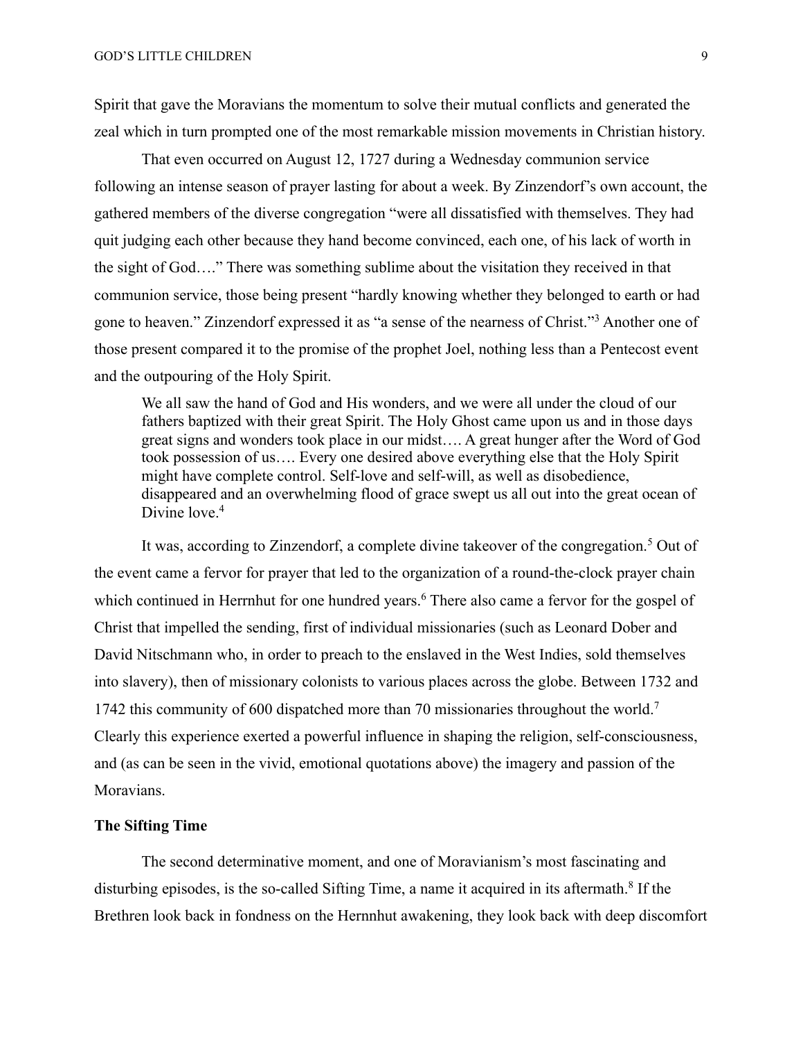Spirit that gave the Moravians the momentum to solve their mutual conflicts and generated the zeal which in turn prompted one of the most remarkable mission movements in Christian history.

That even occurred on August 12, 1727 during a Wednesday communion service following an intense season of prayer lasting for about a week. By Zinzendorf's own account, the gathered members of the diverse congregation "were all dissatisfied with themselves. They had quit judging each other because they hand become convinced, each one, of his lack of worth in the sight of God…." There was something sublime about the visitation they received in that communion service, those being present "hardly knowing whether they belonged to earth or had gone to heaven." Zinzendorf expressed it as "a sense of the nearness of Christ."[3] Another one of those present compared it to the promise of the prophet Joel, nothing less than a Pentecost event and the outpouring of the Holy Spirit.

> We all saw the hand of God and His wonders, and we were all under the cloud of our fathers baptized with their great Spirit. The Holy Ghost came upon us and in those days great signs and wonders took place in our midst…. A great hunger after the Word of God took possession of us…. Every one desired above everything else that the Holy Spirit might have complete control. Self-love and self-will, as well as disobedience, disappeared and an overwhelming flood of grace swept us all out into the great ocean of Divine love.[4]

It was, according to Zinzendorf, a complete divine takeover of the congregation.[5] Out of the event came a fervor for prayer that led to the organization of a round-the-clock prayer chain which continued in Herrnhut for one hundred years.[6] There also came a fervor for the gospel of Christ that impelled the sending, first of individual missionaries (such as Leonard Dober and David Nitschmann who, in order to preach to the enslaved in the West Indies, sold themselves into slavery), then of missionary colonists to various places across the globe. Between 1732 and 1742 this community of 600 dispatched more than 70 missionaries throughout the world.[7] Clearly this experience exerted a powerful influence in shaping the religion, self-consciousness, and (as can be seen in the vivid, emotional quotations above) the imagery and passion of the Moravians.

**The Sifting Time**

The second determinative moment, and one of Moravianism's most fascinating and disturbing episodes, is the so-called Sifting Time, a name it acquired in its aftermath.[8] If the Brethren look back in fondness on the Hernnhut awakening, they look back with deep discomfort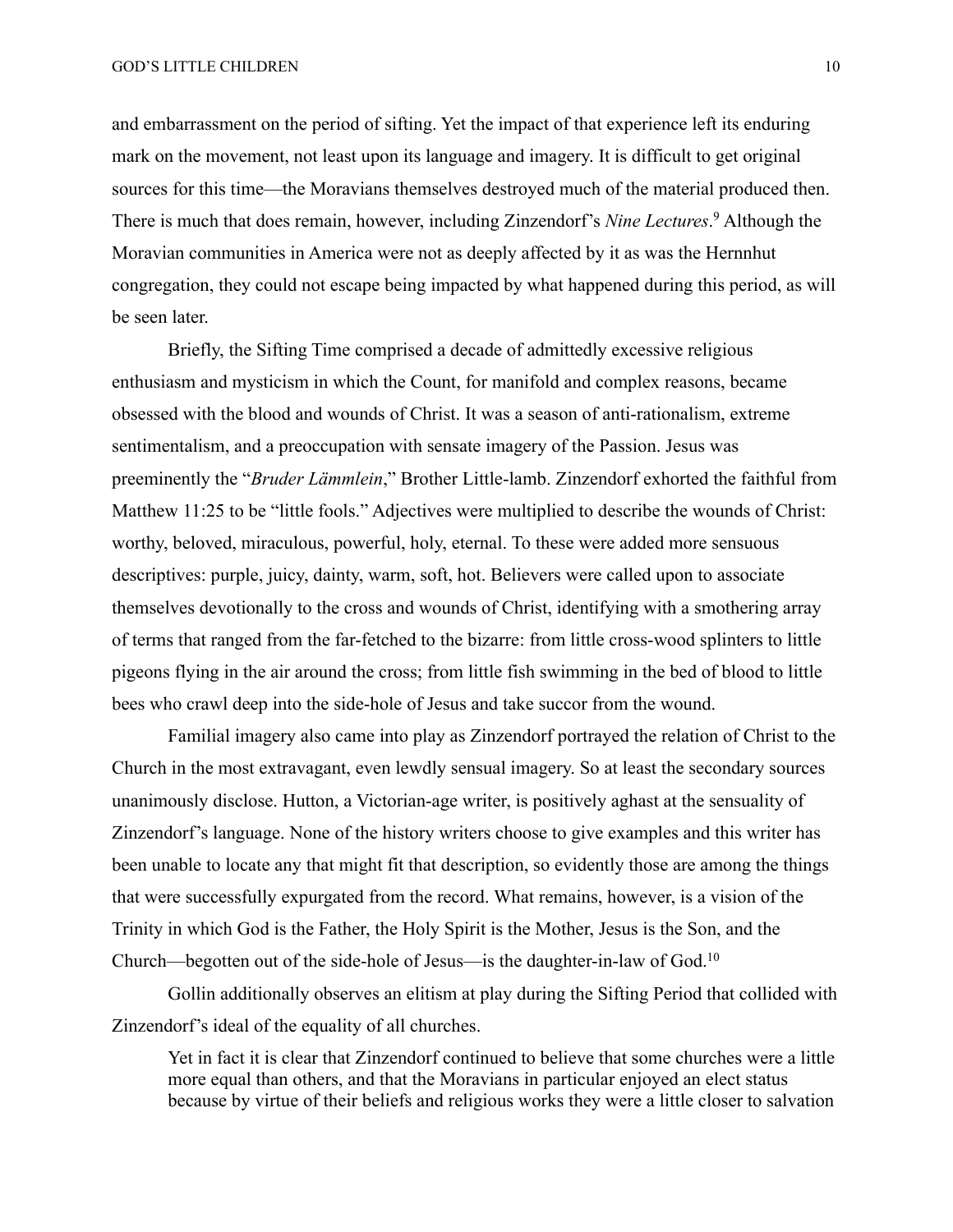and embarrassment on the period of sifting. Yet the impact of that experience left its enduring mark on the movement, not least upon its language and imagery. It is difficult to get original sources for this time—the Moravians themselves destroyed much of the material produced then. There is much that does remain, however, including Zinzendorf's *Nine Lectures*.[9] Although the Moravian communities in America were not as deeply affected by it as was the Hernnhut congregation, they could not escape being impacted by what happened during this period, as will be seen later.

Briefly, the Sifting Time comprised a decade of admittedly excessive religious enthusiasm and mysticism in which the Count, for manifold and complex reasons, became obsessed with the blood and wounds of Christ. It was a season of anti-rationalism, extreme sentimentalism, and a preoccupation with sensate imagery of the Passion. Jesus was preeminently the "*Bruder Lämmlein*," Brother Little-lamb. Zinzendorf exhorted the faithful from Matthew 11:25 to be "little fools." Adjectives were multiplied to describe the wounds of Christ: worthy, beloved, miraculous, powerful, holy, eternal. To these were added more sensuous descriptives: purple, juicy, dainty, warm, soft, hot. Believers were called upon to associate themselves devotionally to the cross and wounds of Christ, identifying with a smothering array of terms that ranged from the far-fetched to the bizarre: from little cross-wood splinters to little pigeons flying in the air around the cross; from little fish swimming in the bed of blood to little bees who crawl deep into the side-hole of Jesus and take succor from the wound.

Familial imagery also came into play as Zinzendorf portrayed the relation of Christ to the Church in the most extravagant, even lewdly sensual imagery. So at least the secondary sources unanimously disclose. Hutton, a Victorian-age writer, is positively aghast at the sensuality of Zinzendorf's language. None of the history writers choose to give examples and this writer has been unable to locate any that might fit that description, so evidently those are among the things that were successfully expurgated from the record. What remains, however, is a vision of the Trinity in which God is the Father, the Holy Spirit is the Mother, Jesus is the Son, and the Church—begotten out of the side-hole of Jesus—is the daughter-in-law of God.[10]

Gollin additionally observes an elitism at play during the Sifting Period that collided with Zinzendorf's ideal of the equality of all churches.

> Yet in fact it is clear that Zinzendorf continued to believe that some churches were a little more equal than others, and that the Moravians in particular enjoyed an elect status because by virtue of their beliefs and religious works they were a little closer to salvation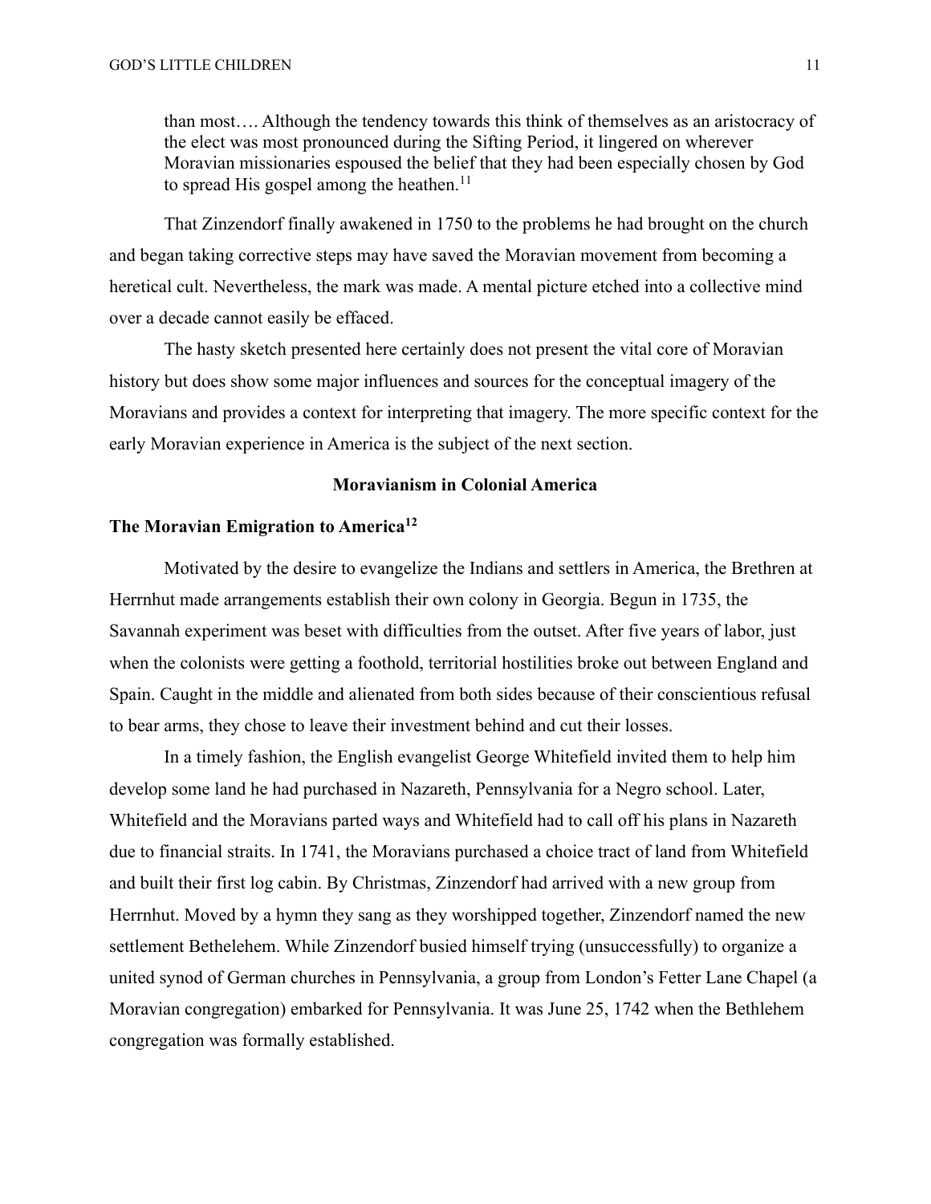> than most…. Although the tendency towards this think of themselves as an aristocracy of the elect was most pronounced during the Sifting Period, it lingered on wherever Moravian missionaries espoused the belief that they had been especially chosen by God to spread His gospel among the heathen.[11]

That Zinzendorf finally awakened in 1750 to the problems he had brought on the church and began taking corrective steps may have saved the Moravian movement from becoming a heretical cult. Nevertheless, the mark was made. A mental picture etched into a collective mind over a decade cannot easily be effaced.

The hasty sketch presented here certainly does not present the vital core of Moravian history but does show some major influences and sources for the conceptual imagery of the Moravians and provides a context for interpreting that imagery. The more specific context for the early Moravian experience in America is the subject of the next section.

## Moravianism in Colonial America

### The Moravian Emigration to America[12]

Motivated by the desire to evangelize the Indians and settlers in America, the Brethren at Herrnhut made arrangements establish their own colony in Georgia. Begun in 1735, the Savannah experiment was beset with difficulties from the outset. After five years of labor, just when the colonists were getting a foothold, territorial hostilities broke out between England and Spain. Caught in the middle and alienated from both sides because of their conscientious refusal to bear arms, they chose to leave their investment behind and cut their losses.

In a timely fashion, the English evangelist George Whitefield invited them to help him develop some land he had purchased in Nazareth, Pennsylvania for a Negro school. Later, Whitefield and the Moravians parted ways and Whitefield had to call off his plans in Nazareth due to financial straits. In 1741, the Moravians purchased a choice tract of land from Whitefield and built their first log cabin. By Christmas, Zinzendorf had arrived with a new group from Herrnhut. Moved by a hymn they sang as they worshipped together, Zinzendorf named the new settlement Bethelehem. While Zinzendorf busied himself trying (unsuccessfully) to organize a united synod of German churches in Pennsylvania, a group from London's Fetter Lane Chapel (a Moravian congregation) embarked for Pennsylvania. It was June 25, 1742 when the Bethlehem congregation was formally established.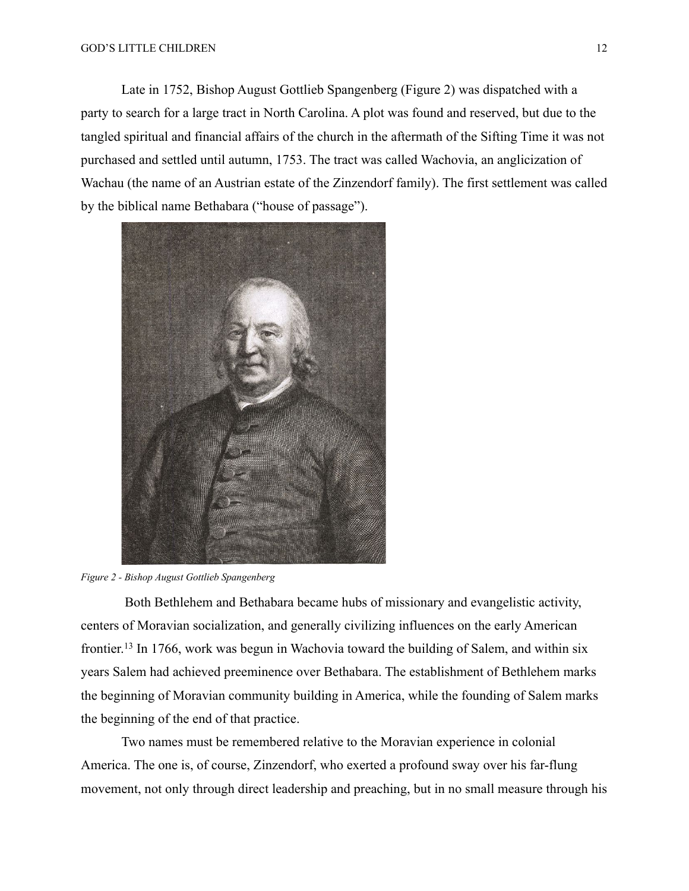Late in 1752, Bishop August Gottlieb Spangenberg (Figure 2) was dispatched with a party to search for a large tract in North Carolina. A plot was found and reserved, but due to the tangled spiritual and financial affairs of the church in the aftermath of the Sifting Time it was not purchased and settled until autumn, 1753. The tract was called Wachovia, an anglicization of Wachau (the name of an Austrian estate of the Zinzendorf family). The first settlement was called by the biblical name Bethabara ("house of passage").

*Figure 2 - Bishop August Gottlieb Spangenberg*

Both Bethlehem and Bethabara became hubs of missionary and evangelistic activity, centers of Moravian socialization, and generally civilizing influences on the early American frontier.[13] In 1766, work was begun in Wachovia toward the building of Salem, and within six years Salem had achieved preeminence over Bethabara. The establishment of Bethlehem marks the beginning of Moravian community building in America, while the founding of Salem marks the beginning of the end of that practice.

Two names must be remembered relative to the Moravian experience in colonial America. The one is, of course, Zinzendorf, who exerted a profound sway over his far-flung movement, not only through direct leadership and preaching, but in no small measure through his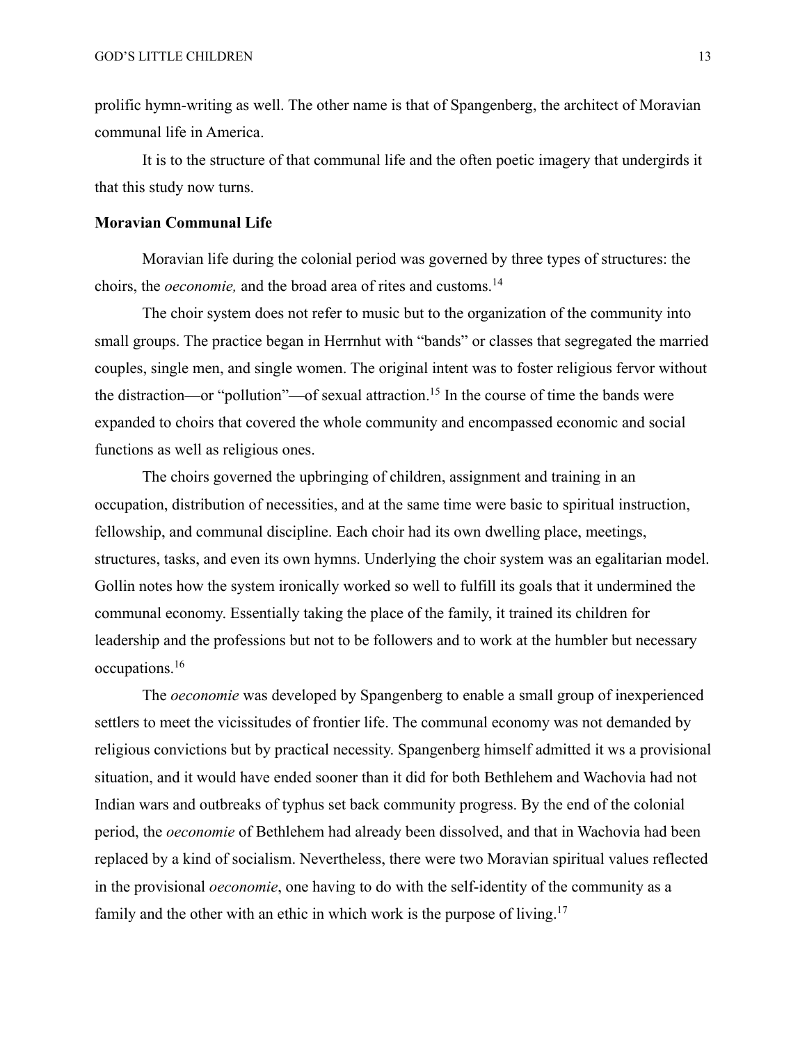prolific hymn-writing as well. The other name is that of Spangenberg, the architect of Moravian communal life in America.

It is to the structure of that communal life and the often poetic imagery that undergirds it that this study now turns.

**Moravian Communal Life**

Moravian life during the colonial period was governed by three types of structures: the choirs, the *oeconomie,* and the broad area of rites and customs.[14]

The choir system does not refer to music but to the organization of the community into small groups. The practice began in Herrnhut with "bands" or classes that segregated the married couples, single men, and single women. The original intent was to foster religious fervor without the distraction—or "pollution"—of sexual attraction.[15] In the course of time the bands were expanded to choirs that covered the whole community and encompassed economic and social functions as well as religious ones.

The choirs governed the upbringing of children, assignment and training in an occupation, distribution of necessities, and at the same time were basic to spiritual instruction, fellowship, and communal discipline. Each choir had its own dwelling place, meetings, structures, tasks, and even its own hymns. Underlying the choir system was an egalitarian model. Gollin notes how the system ironically worked so well to fulfill its goals that it undermined the communal economy. Essentially taking the place of the family, it trained its children for leadership and the professions but not to be followers and to work at the humbler but necessary occupations.[16]

The *oeconomie* was developed by Spangenberg to enable a small group of inexperienced settlers to meet the vicissitudes of frontier life. The communal economy was not demanded by religious convictions but by practical necessity. Spangenberg himself admitted it ws a provisional situation, and it would have ended sooner than it did for both Bethlehem and Wachovia had not Indian wars and outbreaks of typhus set back community progress. By the end of the colonial period, the *oeconomie* of Bethlehem had already been dissolved, and that in Wachovia had been replaced by a kind of socialism. Nevertheless, there were two Moravian spiritual values reflected in the provisional *oeconomie*, one having to do with the self-identity of the community as a family and the other with an ethic in which work is the purpose of living.[17]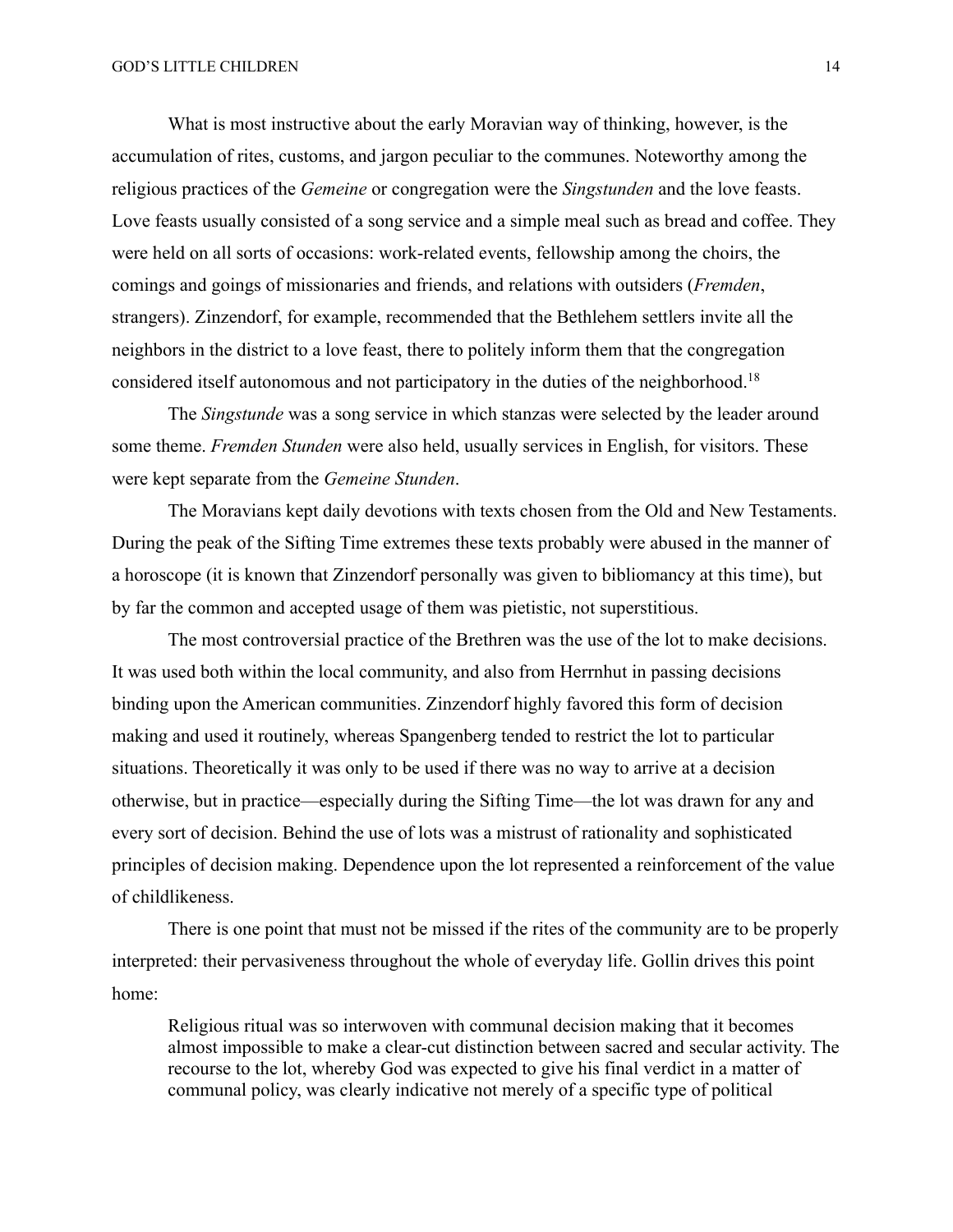What is most instructive about the early Moravian way of thinking, however, is the accumulation of rites, customs, and jargon peculiar to the communes. Noteworthy among the religious practices of the *Gemeine* or congregation were the *Singstunden* and the love feasts. Love feasts usually consisted of a song service and a simple meal such as bread and coffee. They were held on all sorts of occasions: work-related events, fellowship among the choirs, the comings and goings of missionaries and friends, and relations with outsiders (*Fremden*, strangers). Zinzendorf, for example, recommended that the Bethlehem settlers invite all the neighbors in the district to a love feast, there to politely inform them that the congregation considered itself autonomous and not participatory in the duties of the neighborhood.[18]

The *Singstunde* was a song service in which stanzas were selected by the leader around some theme. *Fremden Stunden* were also held, usually services in English, for visitors. These were kept separate from the *Gemeine Stunden*.

The Moravians kept daily devotions with texts chosen from the Old and New Testaments. During the peak of the Sifting Time extremes these texts probably were abused in the manner of a horoscope (it is known that Zinzendorf personally was given to bibliomancy at this time), but by far the common and accepted usage of them was pietistic, not superstitious.

The most controversial practice of the Brethren was the use of the lot to make decisions. It was used both within the local community, and also from Herrnhut in passing decisions binding upon the American communities. Zinzendorf highly favored this form of decision making and used it routinely, whereas Spangenberg tended to restrict the lot to particular situations. Theoretically it was only to be used if there was no way to arrive at a decision otherwise, but in practice—especially during the Sifting Time—the lot was drawn for any and every sort of decision. Behind the use of lots was a mistrust of rationality and sophisticated principles of decision making. Dependence upon the lot represented a reinforcement of the value of childlikeness.

There is one point that must not be missed if the rites of the community are to be properly interpreted: their pervasiveness throughout the whole of everyday life. Gollin drives this point home:

> Religious ritual was so interwoven with communal decision making that it becomes almost impossible to make a clear-cut distinction between sacred and secular activity. The recourse to the lot, whereby God was expected to give his final verdict in a matter of communal policy, was clearly indicative not merely of a specific type of political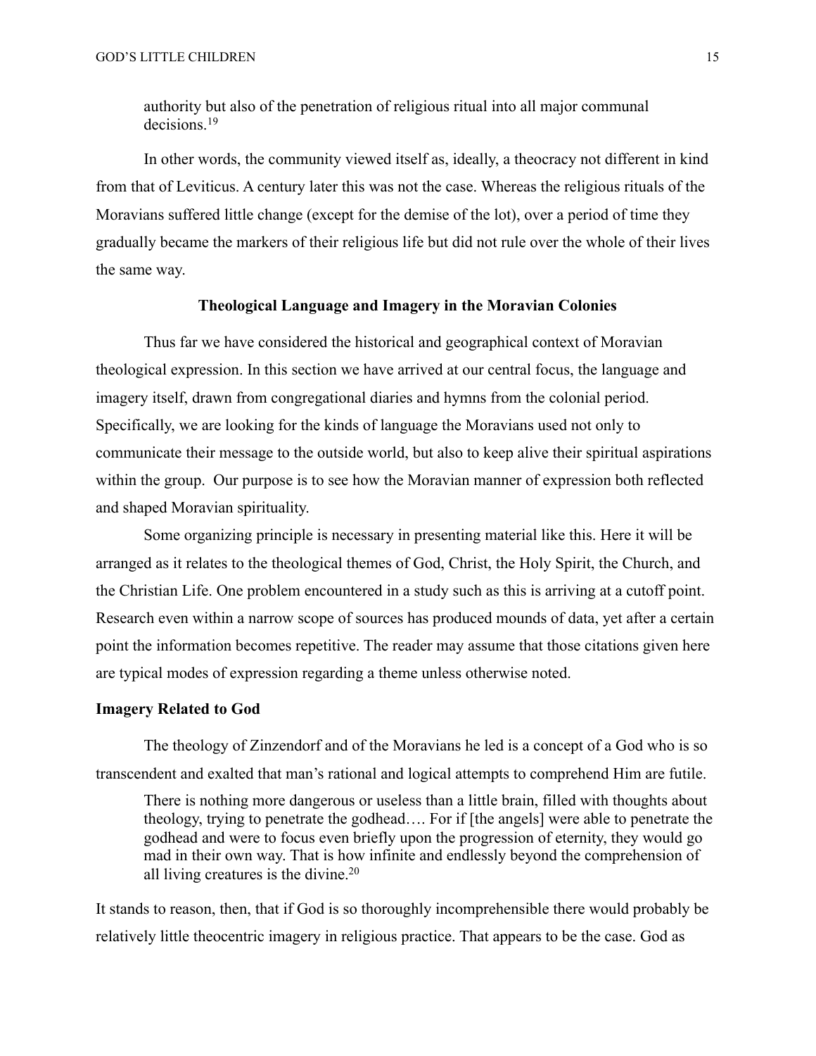> authority but also of the penetration of religious ritual into all major communal decisions.[19]

In other words, the community viewed itself as, ideally, a theocracy not different in kind from that of Leviticus. A century later this was not the case. Whereas the religious rituals of the Moravians suffered little change (except for the demise of the lot), over a period of time they gradually became the markers of their religious life but did not rule over the whole of their lives the same way.

## Theological Language and Imagery in the Moravian Colonies

Thus far we have considered the historical and geographical context of Moravian theological expression. In this section we have arrived at our central focus, the language and imagery itself, drawn from congregational diaries and hymns from the colonial period. Specifically, we are looking for the kinds of language the Moravians used not only to communicate their message to the outside world, but also to keep alive their spiritual aspirations within the group. Our purpose is to see how the Moravian manner of expression both reflected and shaped Moravian spirituality.

Some organizing principle is necessary in presenting material like this. Here it will be arranged as it relates to the theological themes of God, Christ, the Holy Spirit, the Church, and the Christian Life. One problem encountered in a study such as this is arriving at a cutoff point. Research even within a narrow scope of sources has produced mounds of data, yet after a certain point the information becomes repetitive. The reader may assume that those citations given here are typical modes of expression regarding a theme unless otherwise noted.

### Imagery Related to God

The theology of Zinzendorf and of the Moravians he led is a concept of a God who is so transcendent and exalted that man's rational and logical attempts to comprehend Him are futile.

> There is nothing more dangerous or useless than a little brain, filled with thoughts about theology, trying to penetrate the godhead…. For if [the angels] were able to penetrate the godhead and were to focus even briefly upon the progression of eternity, they would go mad in their own way. That is how infinite and endlessly beyond the comprehension of all living creatures is the divine.[20]

It stands to reason, then, that if God is so thoroughly incomprehensible there would probably be relatively little theocentric imagery in religious practice. That appears to be the case. God as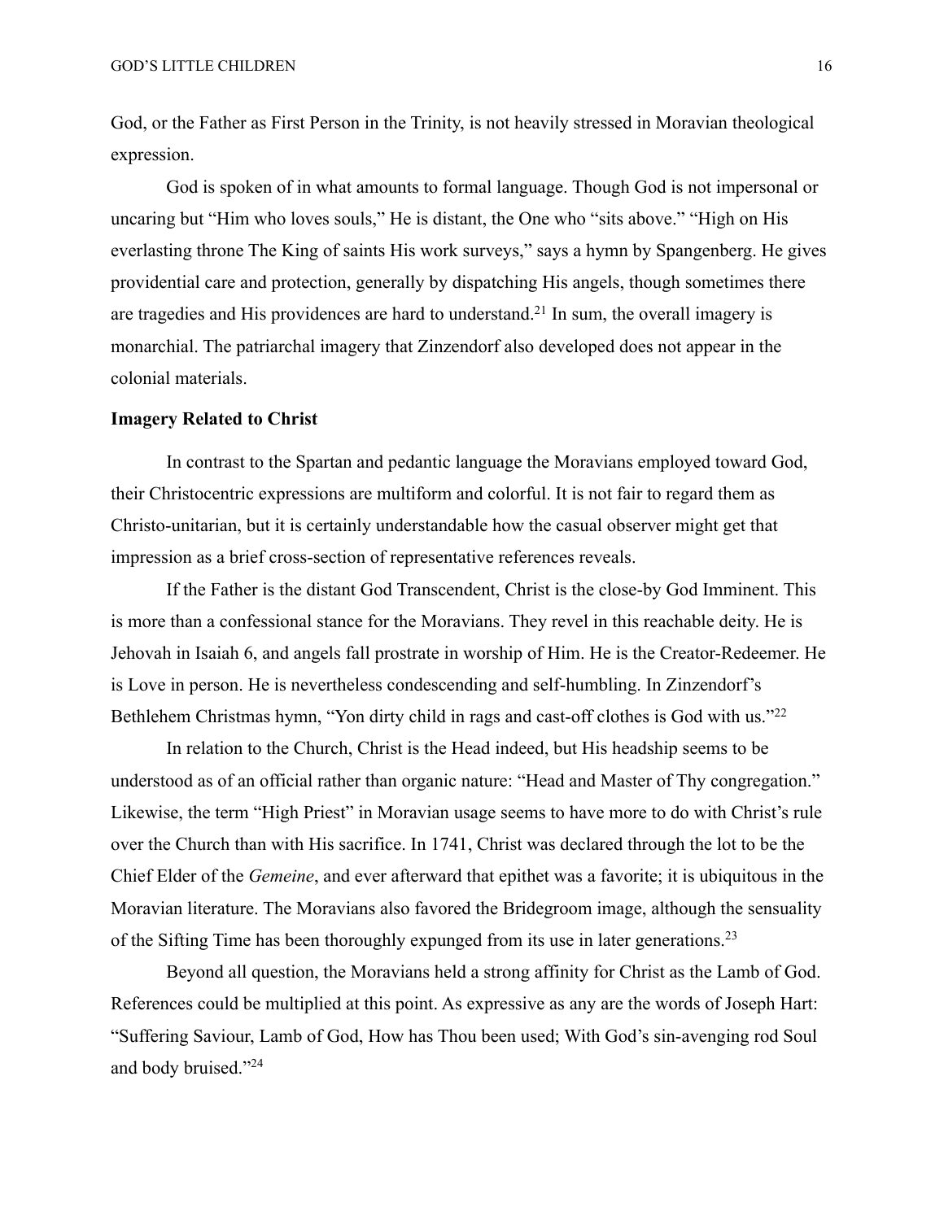God, or the Father as First Person in the Trinity, is not heavily stressed in Moravian theological expression.

God is spoken of in what amounts to formal language. Though God is not impersonal or uncaring but "Him who loves souls," He is distant, the One who "sits above." "High on His everlasting throne The King of saints His work surveys," says a hymn by Spangenberg. He gives providential care and protection, generally by dispatching His angels, though sometimes there are tragedies and His providences are hard to understand.[21] In sum, the overall imagery is monarchial. The patriarchal imagery that Zinzendorf also developed does not appear in the colonial materials.

### Imagery Related to Christ

In contrast to the Spartan and pedantic language the Moravians employed toward God, their Christocentric expressions are multiform and colorful. It is not fair to regard them as Christo-unitarian, but it is certainly understandable how the casual observer might get that impression as a brief cross-section of representative references reveals.

If the Father is the distant God Transcendent, Christ is the close-by God Imminent. This is more than a confessional stance for the Moravians. They revel in this reachable deity. He is Jehovah in Isaiah 6, and angels fall prostrate in worship of Him. He is the Creator-Redeemer. He is Love in person. He is nevertheless condescending and self-humbling. In Zinzendorf's Bethlehem Christmas hymn, "Yon dirty child in rags and cast-off clothes is God with us."[22]

In relation to the Church, Christ is the Head indeed, but His headship seems to be understood as of an official rather than organic nature: "Head and Master of Thy congregation." Likewise, the term "High Priest" in Moravian usage seems to have more to do with Christ's rule over the Church than with His sacrifice. In 1741, Christ was declared through the lot to be the Chief Elder of the *Gemeine*, and ever afterward that epithet was a favorite; it is ubiquitous in the Moravian literature. The Moravians also favored the Bridegroom image, although the sensuality of the Sifting Time has been thoroughly expunged from its use in later generations.[23]

Beyond all question, the Moravians held a strong affinity for Christ as the Lamb of God. References could be multiplied at this point. As expressive as any are the words of Joseph Hart: "Suffering Saviour, Lamb of God, How has Thou been used; With God's sin-avenging rod Soul and body bruised."[24]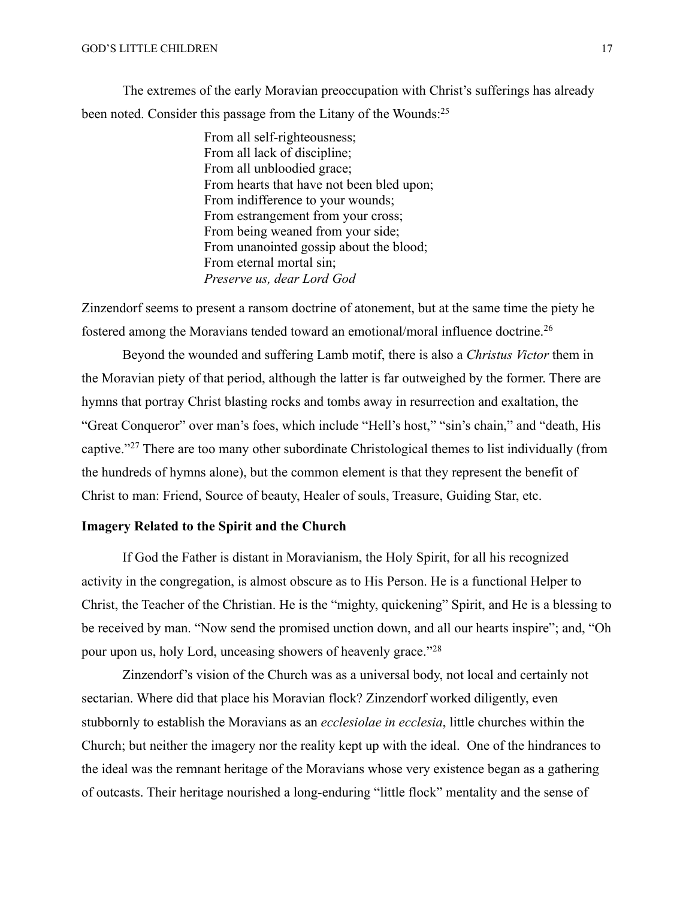The extremes of the early Moravian preoccupation with Christ's sufferings has already been noted. Consider this passage from the Litany of the Wounds:[25]

> From all self-righteousness;
> From all lack of discipline;
> From all unbloodied grace;
> From hearts that have not been bled upon;
> From indifference to your wounds;
> From estrangement from your cross;
> From being weaned from your side;
> From unanointed gossip about the blood;
> From eternal mortal sin;
> *Preserve us, dear Lord God*

Zinzendorf seems to present a ransom doctrine of atonement, but at the same time the piety he fostered among the Moravians tended toward an emotional/moral influence doctrine.[26]

Beyond the wounded and suffering Lamb motif, there is also a *Christus Victor* them in the Moravian piety of that period, although the latter is far outweighed by the former. There are hymns that portray Christ blasting rocks and tombs away in resurrection and exaltation, the "Great Conqueror" over man's foes, which include "Hell's host," "sin's chain," and "death, His captive."[27] There are too many other subordinate Christological themes to list individually (from the hundreds of hymns alone), but the common element is that they represent the benefit of Christ to man: Friend, Source of beauty, Healer of souls, Treasure, Guiding Star, etc.

**Imagery Related to the Spirit and the Church**

If God the Father is distant in Moravianism, the Holy Spirit, for all his recognized activity in the congregation, is almost obscure as to His Person. He is a functional Helper to Christ, the Teacher of the Christian. He is the "mighty, quickening" Spirit, and He is a blessing to be received by man. "Now send the promised unction down, and all our hearts inspire"; and, "Oh pour upon us, holy Lord, unceasing showers of heavenly grace."[28]

Zinzendorf's vision of the Church was as a universal body, not local and certainly not sectarian. Where did that place his Moravian flock? Zinzendorf worked diligently, even stubbornly to establish the Moravians as an *ecclesiolae in ecclesia*, little churches within the Church; but neither the imagery nor the reality kept up with the ideal. One of the hindrances to the ideal was the remnant heritage of the Moravians whose very existence began as a gathering of outcasts. Their heritage nourished a long-enduring "little flock" mentality and the sense of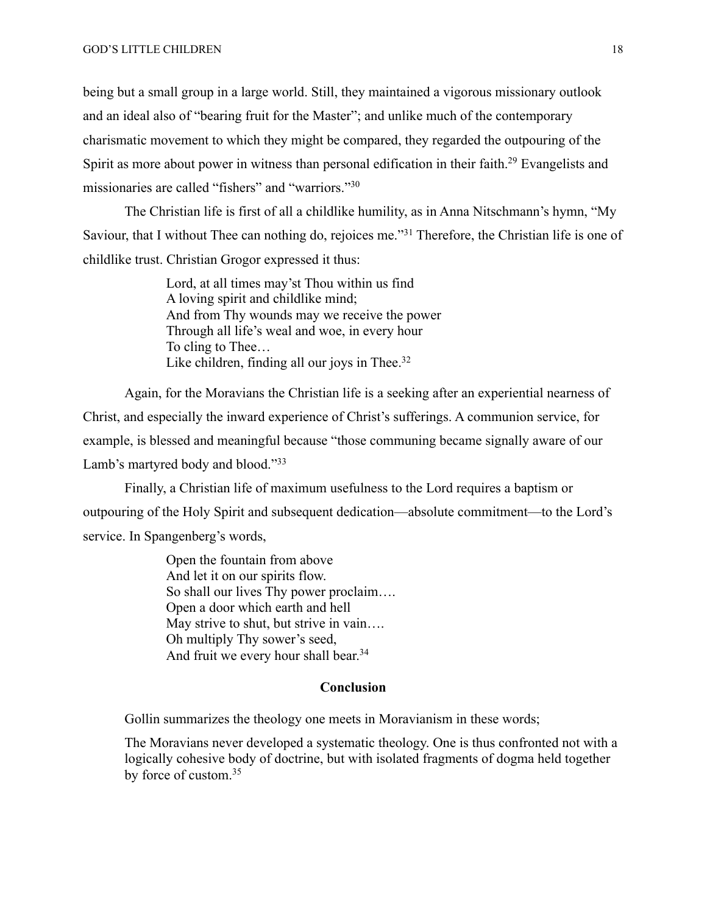being but a small group in a large world. Still, they maintained a vigorous missionary outlook and an ideal also of "bearing fruit for the Master"; and unlike much of the contemporary charismatic movement to which they might be compared, they regarded the outpouring of the Spirit as more about power in witness than personal edification in their faith.[29] Evangelists and missionaries are called "fishers" and "warriors."[30]

The Christian life is first of all a childlike humility, as in Anna Nitschmann's hymn, "My Saviour, that I without Thee can nothing do, rejoices me."[31] Therefore, the Christian life is one of childlike trust. Christian Grogor expressed it thus:

> Lord, at all times may'st Thou within us find
> A loving spirit and childlike mind;
> And from Thy wounds may we receive the power
> Through all life's weal and woe, in every hour
> To cling to Thee…
> Like children, finding all our joys in Thee.[32]

Again, for the Moravians the Christian life is a seeking after an experiential nearness of Christ, and especially the inward experience of Christ's sufferings. A communion service, for example, is blessed and meaningful because "those communing became signally aware of our Lamb's martyred body and blood."[33]

Finally, a Christian life of maximum usefulness to the Lord requires a baptism or outpouring of the Holy Spirit and subsequent dedication—absolute commitment—to the Lord's service. In Spangenberg's words,

> Open the fountain from above
> And let it on our spirits flow.
> So shall our lives Thy power proclaim….
> Open a door which earth and hell
> May strive to shut, but strive in vain….
> Oh multiply Thy sower's seed,
> And fruit we every hour shall bear.[34]

## Conclusion

Gollin summarizes the theology one meets in Moravianism in these words;

> The Moravians never developed a systematic theology. One is thus confronted not with a logically cohesive body of doctrine, but with isolated fragments of dogma held together by force of custom.[35]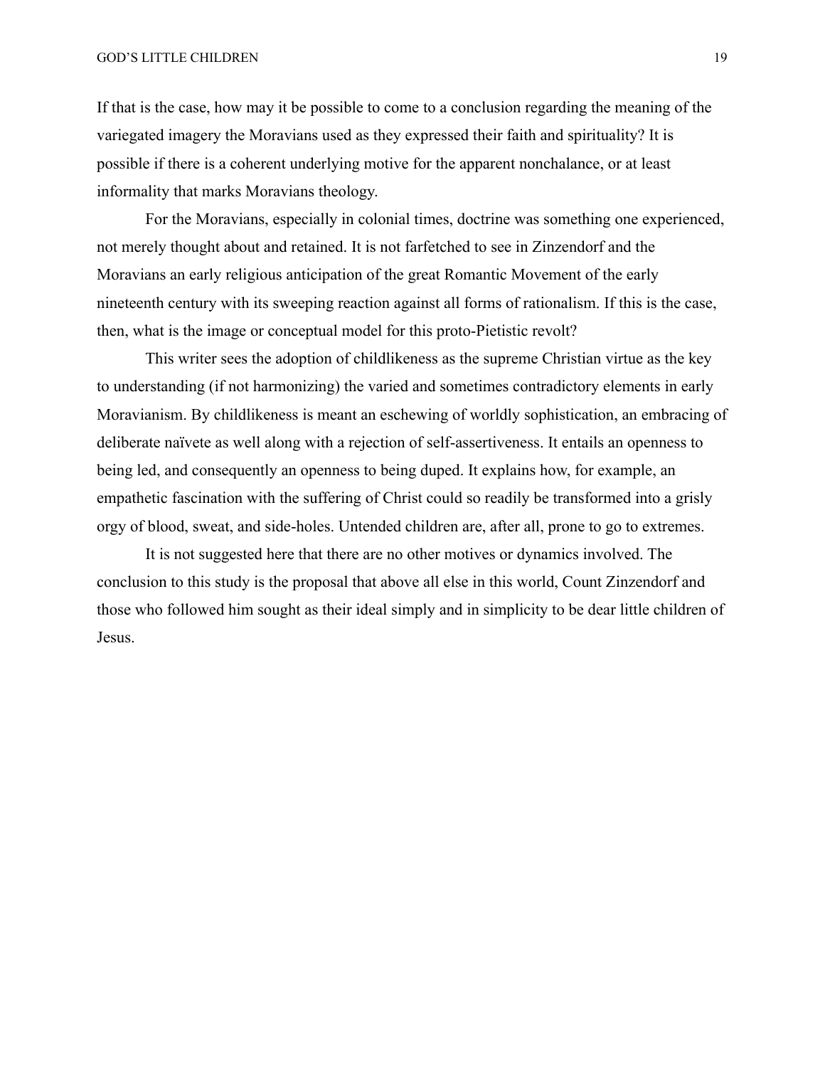If that is the case, how may it be possible to come to a conclusion regarding the meaning of the variegated imagery the Moravians used as they expressed their faith and spirituality? It is possible if there is a coherent underlying motive for the apparent nonchalance, or at least informality that marks Moravians theology.

For the Moravians, especially in colonial times, doctrine was something one experienced, not merely thought about and retained. It is not farfetched to see in Zinzendorf and the Moravians an early religious anticipation of the great Romantic Movement of the early nineteenth century with its sweeping reaction against all forms of rationalism. If this is the case, then, what is the image or conceptual model for this proto-Pietistic revolt?

This writer sees the adoption of childlikeness as the supreme Christian virtue as the key to understanding (if not harmonizing) the varied and sometimes contradictory elements in early Moravianism. By childlikeness is meant an eschewing of worldly sophistication, an embracing of deliberate naïvete as well along with a rejection of self-assertiveness. It entails an openness to being led, and consequently an openness to being duped. It explains how, for example, an empathetic fascination with the suffering of Christ could so readily be transformed into a grisly orgy of blood, sweat, and side-holes. Untended children are, after all, prone to go to extremes.

It is not suggested here that there are no other motives or dynamics involved. The conclusion to this study is the proposal that above all else in this world, Count Zinzendorf and those who followed him sought as their ideal simply and in simplicity to be dear little children of Jesus.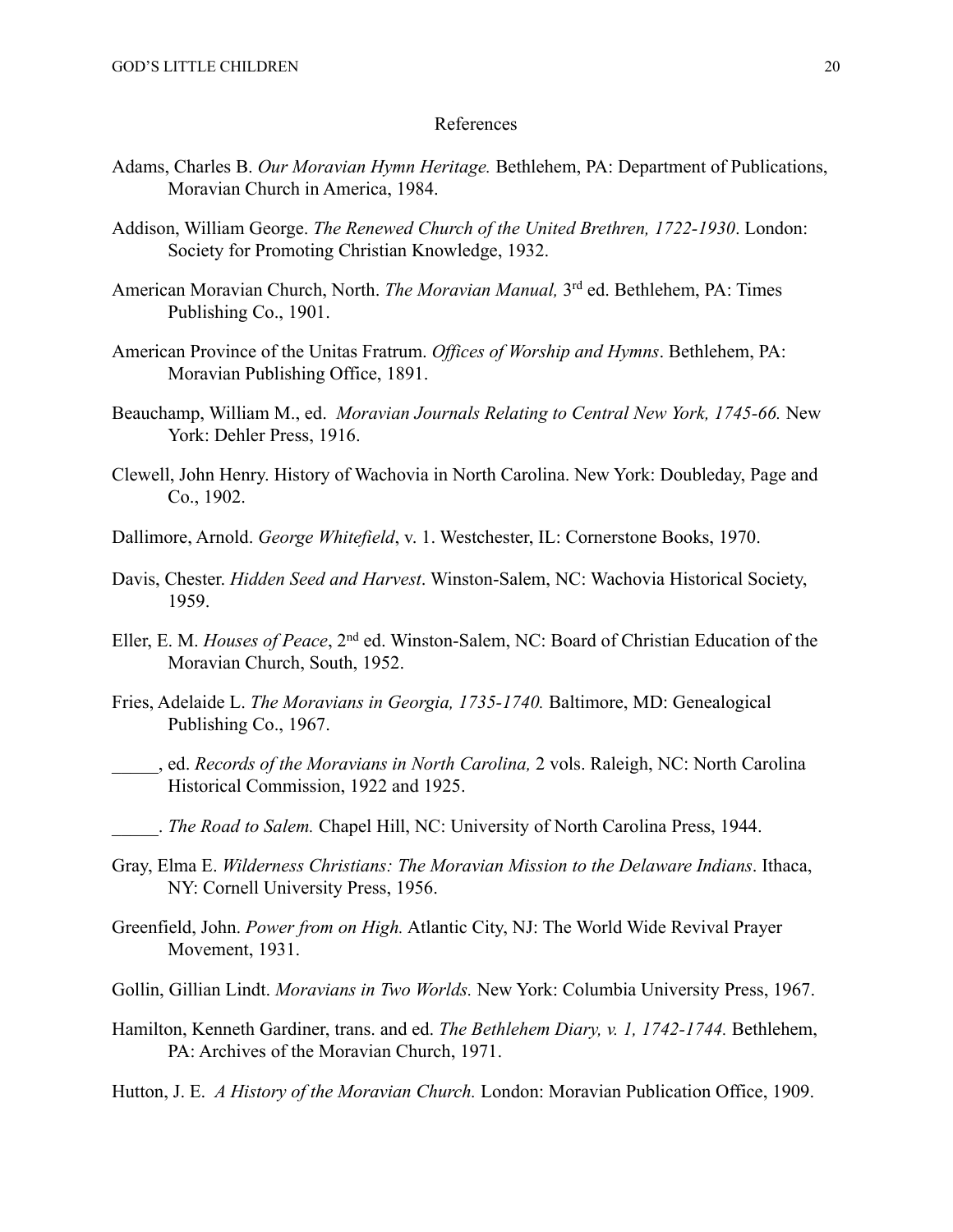# References

Adams, Charles B. *Our Moravian Hymn Heritage.* Bethlehem, PA: Department of Publications, Moravian Church in America, 1984.

Addison, William George. *The Renewed Church of the United Brethren, 1722-1930*. London: Society for Promoting Christian Knowledge, 1932.

American Moravian Church, North. *The Moravian Manual,* 3rd ed. Bethlehem, PA: Times Publishing Co., 1901.

American Province of the Unitas Fratrum. *Offices of Worship and Hymns*. Bethlehem, PA: Moravian Publishing Office, 1891.

Beauchamp, William M., ed. *Moravian Journals Relating to Central New York, 1745-66.* New York: Dehler Press, 1916.

Clewell, John Henry. History of Wachovia in North Carolina. New York: Doubleday, Page and Co., 1902.

Dallimore, Arnold. *George Whitefield*, v. 1. Westchester, IL: Cornerstone Books, 1970.

Davis, Chester. *Hidden Seed and Harvest*. Winston-Salem, NC: Wachovia Historical Society, 1959.

Eller, E. M. *Houses of Peace*, 2nd ed. Winston-Salem, NC: Board of Christian Education of the Moravian Church, South, 1952.

Fries, Adelaide L. *The Moravians in Georgia, 1735-1740.* Baltimore, MD: Genealogical Publishing Co., 1967.

_____, ed. *Records of the Moravians in North Carolina,* 2 vols. Raleigh, NC: North Carolina Historical Commission, 1922 and 1925.

_____. *The Road to Salem.* Chapel Hill, NC: University of North Carolina Press, 1944.

Gray, Elma E. *Wilderness Christians: The Moravian Mission to the Delaware Indians*. Ithaca, NY: Cornell University Press, 1956.

Greenfield, John. *Power from on High.* Atlantic City, NJ: The World Wide Revival Prayer Movement, 1931.

Gollin, Gillian Lindt. *Moravians in Two Worlds.* New York: Columbia University Press, 1967.

Hamilton, Kenneth Gardiner, trans. and ed. *The Bethlehem Diary, v. 1, 1742-1744.* Bethlehem, PA: Archives of the Moravian Church, 1971.

Hutton, J. E. *A History of the Moravian Church.* London: Moravian Publication Office, 1909.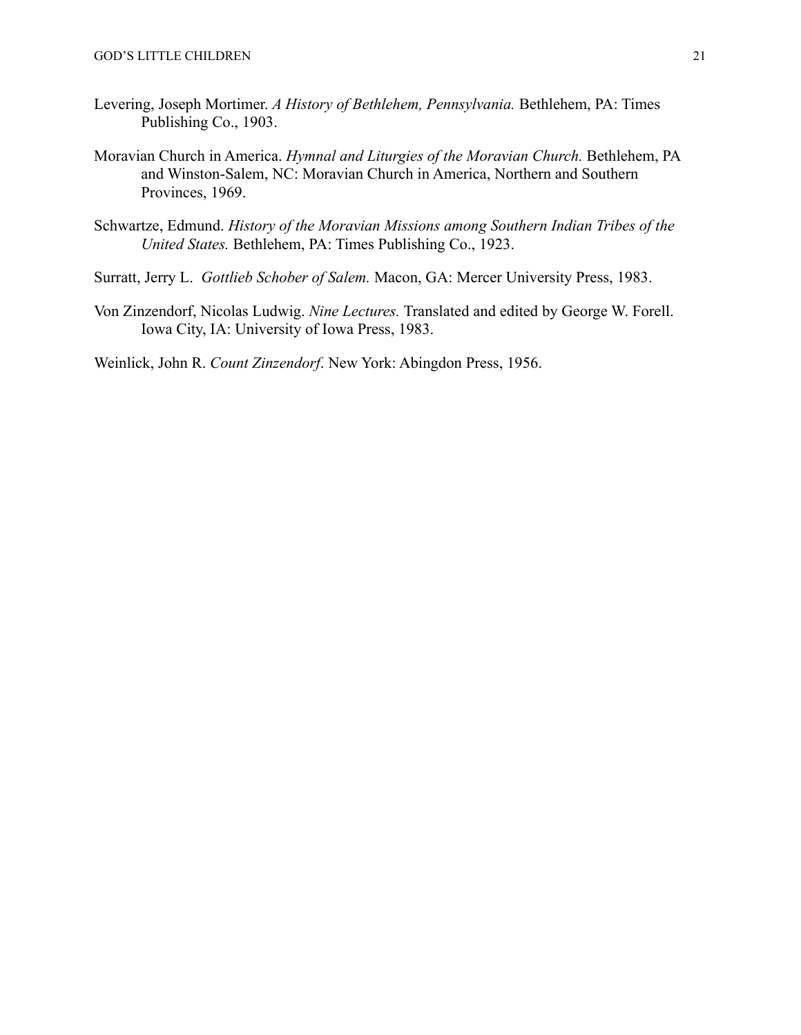Levering, Joseph Mortimer. *A History of Bethlehem, Pennsylvania.* Bethlehem, PA: Times Publishing Co., 1903.

Moravian Church in America. *Hymnal and Liturgies of the Moravian Church.* Bethlehem, PA and Winston-Salem, NC: Moravian Church in America, Northern and Southern Provinces, 1969.

Schwartze, Edmund. *History of the Moravian Missions among Southern Indian Tribes of the United States.* Bethlehem, PA: Times Publishing Co., 1923.

Surratt, Jerry L. *Gottlieb Schober of Salem.* Macon, GA: Mercer University Press, 1983.

Von Zinzendorf, Nicolas Ludwig. *Nine Lectures.* Translated and edited by George W. Forell. Iowa City, IA: University of Iowa Press, 1983.

Weinlick, John R. *Count Zinzendorf*. New York: Abingdon Press, 1956.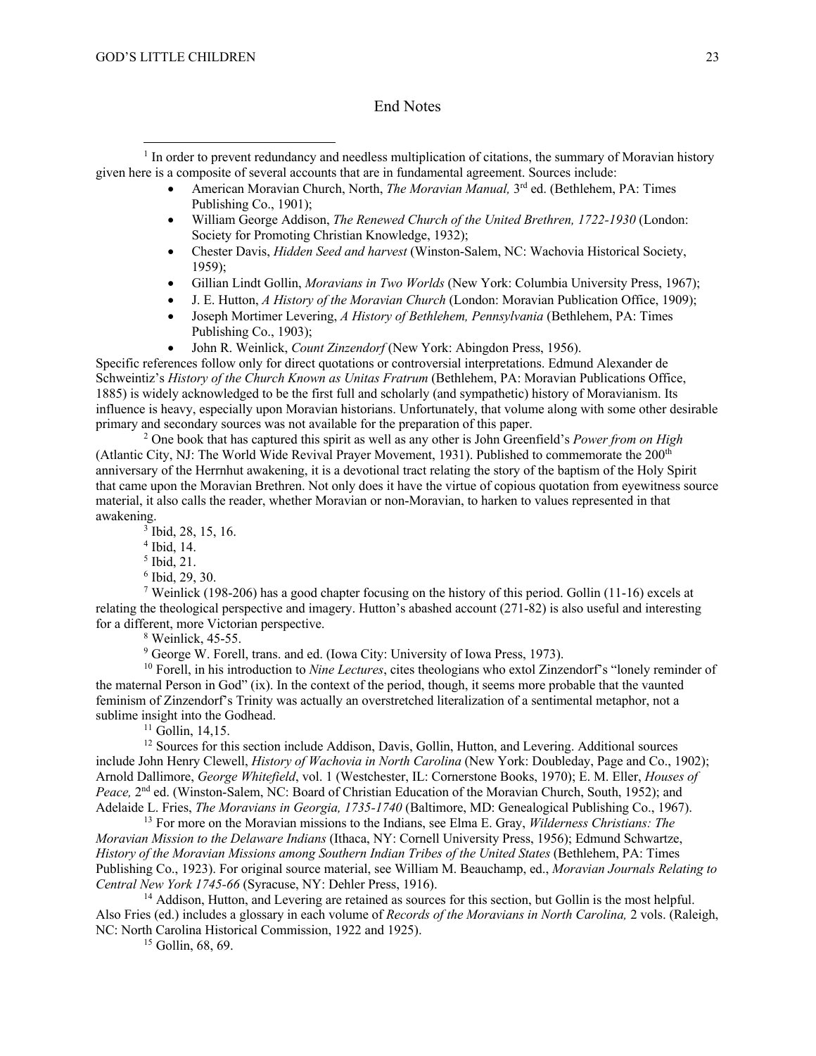## End Notes

[1] In order to prevent redundancy and needless multiplication of citations, the summary of Moravian history given here is a composite of several accounts that are in fundamental agreement. Sources include:

- American Moravian Church, North, *The Moravian Manual,* 3rd ed. (Bethlehem, PA: Times Publishing Co., 1901);
- William George Addison, *The Renewed Church of the United Brethren, 1722-1930* (London: Society for Promoting Christian Knowledge, 1932);
- Chester Davis, *Hidden Seed and harvest* (Winston-Salem, NC: Wachovia Historical Society, 1959);
- Gillian Lindt Gollin, *Moravians in Two Worlds* (New York: Columbia University Press, 1967);
- J. E. Hutton, *A History of the Moravian Church* (London: Moravian Publication Office, 1909);
- Joseph Mortimer Levering, *A History of Bethlehem, Pennsylvania* (Bethlehem, PA: Times Publishing Co., 1903);
- John R. Weinlick, *Count Zinzendorf* (New York: Abingdon Press, 1956).

Specific references follow only for direct quotations or controversial interpretations. Edmund Alexander de Schweintiz's *History of the Church Known as Unitas Fratrum* (Bethlehem, PA: Moravian Publications Office, 1885) is widely acknowledged to be the first full and scholarly (and sympathetic) history of Moravianism. Its influence is heavy, especially upon Moravian historians. Unfortunately, that volume along with some other desirable primary and secondary sources was not available for the preparation of this paper.

[2] One book that has captured this spirit as well as any other is John Greenfield's *Power from on High* (Atlantic City, NJ: The World Wide Revival Prayer Movement, 1931). Published to commemorate the 200th anniversary of the Herrnhut awakening, it is a devotional tract relating the story of the baptism of the Holy Spirit that came upon the Moravian Brethren. Not only does it have the virtue of copious quotation from eyewitness source material, it also calls the reader, whether Moravian or non-Moravian, to harken to values represented in that awakening.

[3] Ibid, 28, 15, 16.

[4] Ibid, 14.

[5] Ibid, 21.

[6] Ibid, 29, 30.

[7] Weinlick (198-206) has a good chapter focusing on the history of this period. Gollin (11-16) excels at relating the theological perspective and imagery. Hutton's abashed account (271-82) is also useful and interesting for a different, more Victorian perspective.

[8] Weinlick, 45-55.

[9] George W. Forell, trans. and ed. (Iowa City: University of Iowa Press, 1973).

[10] Forell, in his introduction to *Nine Lectures*, cites theologians who extol Zinzendorf's "lonely reminder of the maternal Person in God" (ix). In the context of the period, though, it seems more probable that the vaunted feminism of Zinzendorf's Trinity was actually an overstretched literalization of a sentimental metaphor, not a sublime insight into the Godhead.

[11] Gollin, 14,15.

[12] Sources for this section include Addison, Davis, Gollin, Hutton, and Levering. Additional sources include John Henry Clewell, *History of Wachovia in North Carolina* (New York: Doubleday, Page and Co., 1902); Arnold Dallimore, *George Whitefield*, vol. 1 (Westchester, IL: Cornerstone Books, 1970); E. M. Eller, *Houses of Peace,* 2nd ed. (Winston-Salem, NC: Board of Christian Education of the Moravian Church, South, 1952); and Adelaide L. Fries, *The Moravians in Georgia, 1735-1740* (Baltimore, MD: Genealogical Publishing Co., 1967).

[13] For more on the Moravian missions to the Indians, see Elma E. Gray, *Wilderness Christians: The Moravian Mission to the Delaware Indians* (Ithaca, NY: Cornell University Press, 1956); Edmund Schwartze, *History of the Moravian Missions among Southern Indian Tribes of the United States* (Bethlehem, PA: Times Publishing Co., 1923). For original source material, see William M. Beauchamp, ed., *Moravian Journals Relating to Central New York 1745-66* (Syracuse, NY: Dehler Press, 1916).

[14] Addison, Hutton, and Levering are retained as sources for this section, but Gollin is the most helpful. Also Fries (ed.) includes a glossary in each volume of *Records of the Moravians in North Carolina,* 2 vols. (Raleigh, NC: North Carolina Historical Commission, 1922 and 1925).

[15] Gollin, 68, 69.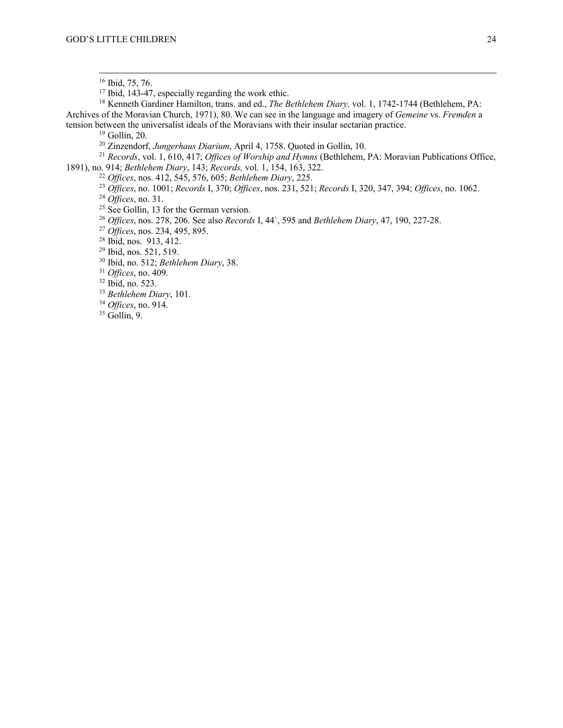[16] Ibid, 75, 76.

[17] Ibid, 143-47, especially regarding the work ethic.

[18] Kenneth Gardiner Hamilton, trans. and ed., *The Bethlehem Diary,* vol. 1, 1742-1744 (Bethlehem, PA: Archives of the Moravian Church, 1971), 80. We can see in the language and imagery of *Gemeine* vs. *Fremden* a tension between the universalist ideals of the Moravians with their insular sectarian practice.

[19] Gollin, 20.

[20] Zinzendorf, *Jungerhaus Diarium*, April 4, 1758. Quoted in Gollin, 10.

[21] *Records*, vol. 1, 610, 417; *Offices of Worship and Hymns* (Bethlehem, PA: Moravian Publications Office, 1891), no. 914; *Bethlehem Diary*, 143; *Records,* vol. 1, 154, 163, 322.

[22] *Offices*, nos. 412, 545, 576, 605; *Bethlehem Diary*, 225.

[23] *Offices*, no. 1001; *Records* I, 370; *Offices*, nos. 231, 521; *Records* I, 320, 347, 394; *Offices*, no. 1062.

[24] *Offices*, no. 31.

[25] See Gollin, 13 for the German version.

[26] *Offices*, nos. 278, 206. See also *Records* I, 44`, 595 and *Bethlehem Diary*, 47, 190, 227-28.

[27] *Offices*, nos. 234, 495, 895.

[28] Ibid, nos. 913, 412.

[29] Ibid, nos. 521, 519.

[30] Ibid, no. 512; *Bethlehem Diary*, 38.

[31] *Offices*, no. 409.

[32] Ibid, no. 523.

[33] *Bethlehem Diary*, 101.

[34] *Offices*, no. 914.

[35] Gollin, 9.